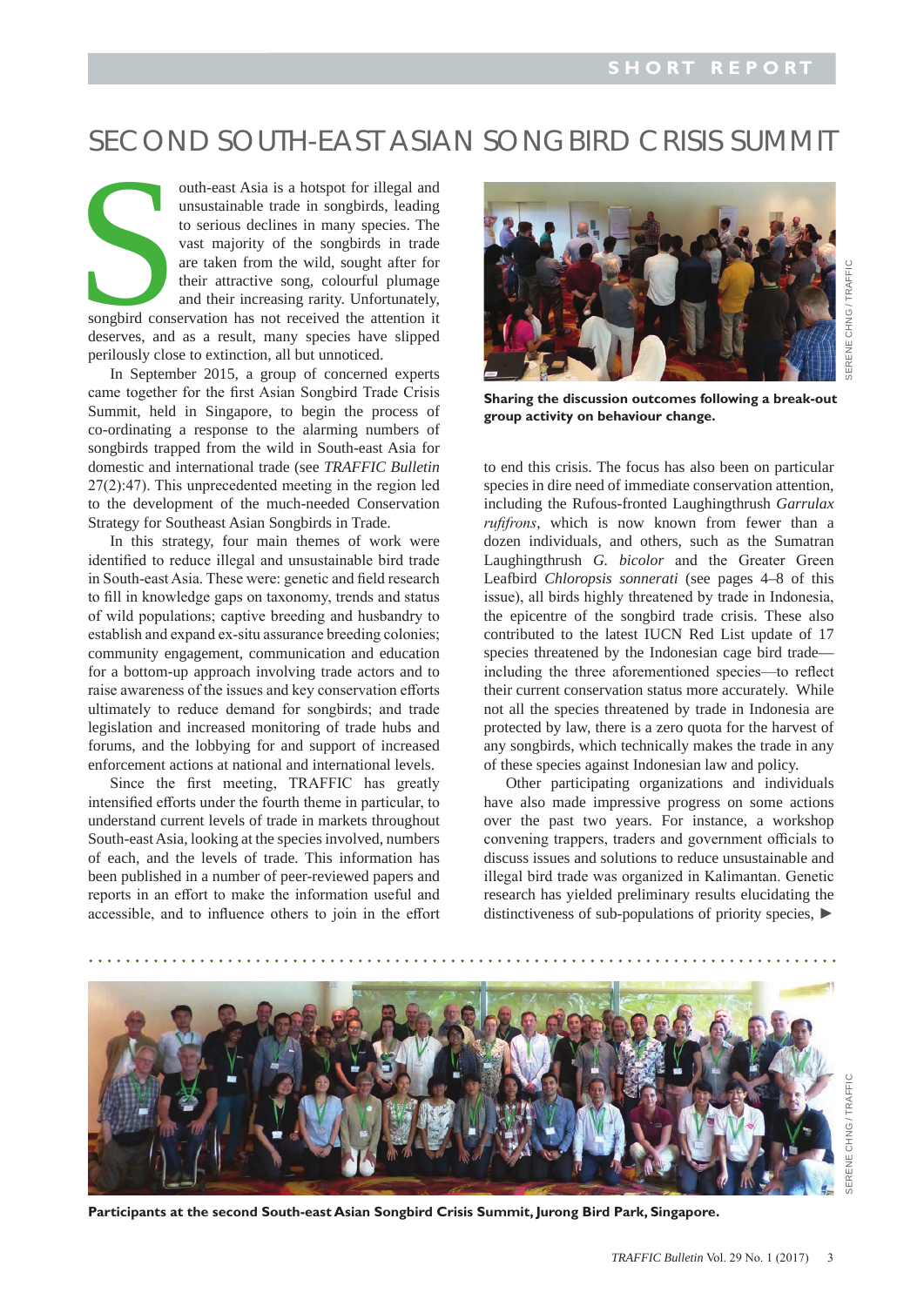SHORT REPORT

# SECOND SOUTH-EAST ASIAN SONGBIRD CRISIS SUMMIT

South-east Asia is a hotspot for illegal and unsustainable trade in songbirds, leading to serious declines in many species. The vast majority of the songbirds in trade are taken from the wild, sought after for their attractive song, colourful plumage and their increasing rarity. Unfortunately, songbird conservation has not received the attention it deserves, and as a result, many species have slipped perilously close to extinction, all but unnoticed.

In September 2015, a group of concerned experts came together for the first Asian Songbird Trade Crisis Summit, held in Singapore, to begin the process of co-ordinating a response to the alarming numbers of songbirds trapped from the wild in South-east Asia for domestic and international trade (see *TRAFFIC Bulletin* 27(2):47). This unprecedented meeting in the region led to the development of the much-needed Conservation Strategy for Southeast Asian Songbirds in Trade.

In this strategy, four main themes of work were identified to reduce illegal and unsustainable bird trade in South-east Asia. These were: genetic and field research to fill in knowledge gaps on taxonomy, trends and status of wild populations; captive breeding and husbandry to establish and expand ex-situ assurance breeding colonies; community engagement, communication and education for a bottom-up approach involving trade actors and to raise awareness of the issues and key conservation efforts ultimately to reduce demand for songbirds; and trade legislation and increased monitoring of trade hubs and forums, and the lobbying for and support of increased enforcement actions at national and international levels.

Since the first meeting, TRAFFIC has greatly intensified efforts under the fourth theme in particular, to understand current levels of trade in markets throughout South-east Asia, looking at the species involved, numbers of each, and the levels of trade. This information has been published in a number of peer-reviewed papers and reports in an effort to make the information useful and accessible, and to influence others to join in the effort to end this crisis. The focus has also been on particular species in dire need of immediate conservation attention, including the Rufous-fronted Laughingthrush *Garrulax rufifrons*, which is now known from fewer than a dozen individuals, and others, such as the Sumatran Laughingthrush *G. bicolor* and the Greater Green Leafbird *Chloropsis sonnerati* (see pages 4–8 of this issue), all birds highly threatened by trade in Indonesia, the epicentre of the songbird trade crisis. These also contributed to the latest IUCN Red List update of 17 species threatened by the Indonesian cage bird trade—including the three aforementioned species—to reflect their current conservation status more accurately. While not all the species threatened by trade in Indonesia are protected by law, there is a zero quota for the harvest of any songbirds, which technically makes the trade in any of these species against Indonesian law and policy.

SERENE CHNG / TRAFFIC

**Sharing the discussion outcomes following a break-out group activity on behaviour change.**

Other participating organizations and individuals have also made impressive progress on some actions over the past two years. For instance, a workshop convening trappers, traders and government officials to discuss issues and solutions to reduce unsustainable and illegal bird trade was organized in Kalimantan. Genetic research has yielded preliminary results elucidating the distinctiveness of sub-populations of priority species, ►

SERENE CHNG / TRAFFIC

**Participants at the second South-east Asian Songbird Crisis Summit, Jurong Bird Park, Singapore.**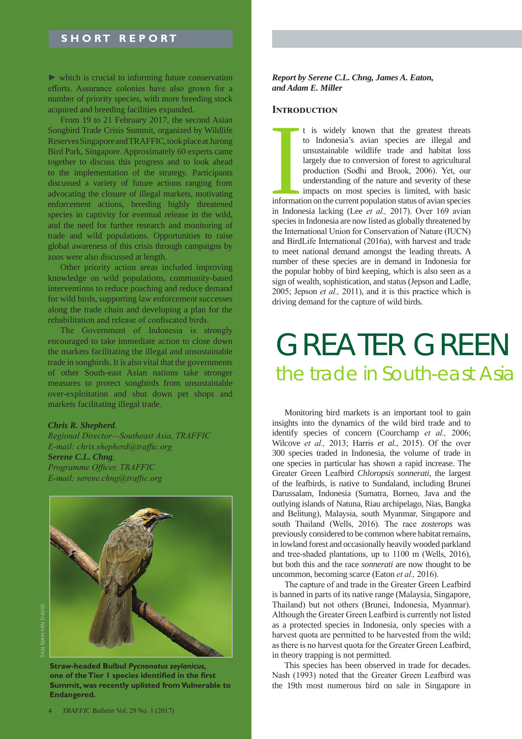## SHORT REPORT

► which is crucial to informing future conservation efforts. Assurance colonies have also grown for a number of priority species, with more breeding stock acquired and breeding facilities expanded.

From 19 to 21 February 2017, the second Asian Songbird Trade Crisis Summit, organized by Wildlife Reserves Singapore and TRAFFIC, took place at Jurong Bird Park, Singapore. Approximately 60 experts came together to discuss this progress and to look ahead to the implementation of the strategy. Participants discussed a variety of future actions ranging from advocating the closure of illegal markets, motivating enforcement actions, breeding highly threatened species in captivity for eventual release in the wild, and the need for further research and monitoring of trade and wild populations. Opportunities to raise global awareness of this crisis through campaigns by zoos were also discussed at length.

Other priority action areas included improving knowledge on wild populations, community-based interventions to reduce poaching and reduce demand for wild birds, supporting law enforcement successes along the trade chain and developing a plan for the rehabilitation and release of confiscated birds.

The Government of Indonesia is strongly encouraged to take immediate action to close down the markets facilitating the illegal and unsustainable trade in songbirds. It is also vital that the governments of other South-east Asian nations take stronger measures to protect songbirds from unsustainable over-exploitation and shut down pet shops and markets facilitating illegal trade.

***Chris R. Shepherd****,*
*Regional Director—Southeast Asia, TRAFFIC*
*E-mail: chris.shepherd@traffic.org*
***Serene C.L. Chng****,*
*Programme Officer, TRAFFIC*
*E-mail: serene.chng@traffic.org*

TAN SIAH HIN DAVID

**Straw-headed Bulbul *Pycnonotus zeylanicus*, one of the Tier 1 species identified in the first Summit, was recently uplisted from Vulnerable to Endangered.**

# GREATER GREEN

## the trade in South-east Asia

***Report by Serene C.L. Chng, James A. Eaton, and Adam E. Miller***

### Introduction

It is widely known that the greatest threats to Indonesia's avian species are illegal and unsustainable wildlife trade and habitat loss largely due to conversion of forest to agricultural production (Sodhi and Brook, 2006). Yet, our understanding of the nature and severity of these impacts on most species is limited, with basic information on the current population status of avian species in Indonesia lacking (Lee *et al.,* 2017). Over 169 avian species in Indonesia are now listed as globally threatened by the International Union for Conservation of Nature (IUCN) and BirdLife International (2016a), with harvest and trade to meet national demand amongst the leading threats. A number of these species are in demand in Indonesia for the popular hobby of bird keeping, which is also seen as a sign of wealth, sophistication, and status (Jepson and Ladle, 2005; Jepson *et al.,* 2011), and it is this practice which is driving demand for the capture of wild birds.

Monitoring bird markets is an important tool to gain insights into the dynamics of the wild bird trade and to identify species of concern (Courchamp *et al.,* 2006; Wilcove *et al.,* 2013; Harris *et al.*, 2015). Of the over 300 species traded in Indonesia, the volume of trade in one species in particular has shown a rapid increase. The Greater Green Leafbird *Chloropsis sonnerati*, the largest of the leafbirds, is native to Sundaland, including Brunei Darussalam, Indonesia (Sumatra, Borneo, Java and the outlying islands of Natuna, Riau archipelago, Nias, Bangka and Belitung), Malaysia, south Myanmar, Singapore and south Thailand (Wells, 2016). The race *zosterops* was previously considered to be common where habitat remains, in lowland forest and occasionally heavily wooded parkland and tree-shaded plantations, up to 1100 m (Wells, 2016), but both this and the race *sonnerati* are now thought to be uncommon, becoming scarce (Eaton *et al.,* 2016).

The capture of and trade in the Greater Green Leafbird is banned in parts of its native range (Malaysia, Singapore, Thailand) but not others (Brunei, Indonesia, Myanmar). Although the Greater Green Leafbird is currently not listed as a protected species in Indonesia, only species with a harvest quota are permitted to be harvested from the wild; as there is no harvest quota for the Greater Green Leafbird, in theory trapping is not permitted.

This species has been observed in trade for decades. Nash (1993) noted that the Greater Green Leafbird was the 19th most numerous bird on sale in Singapore in